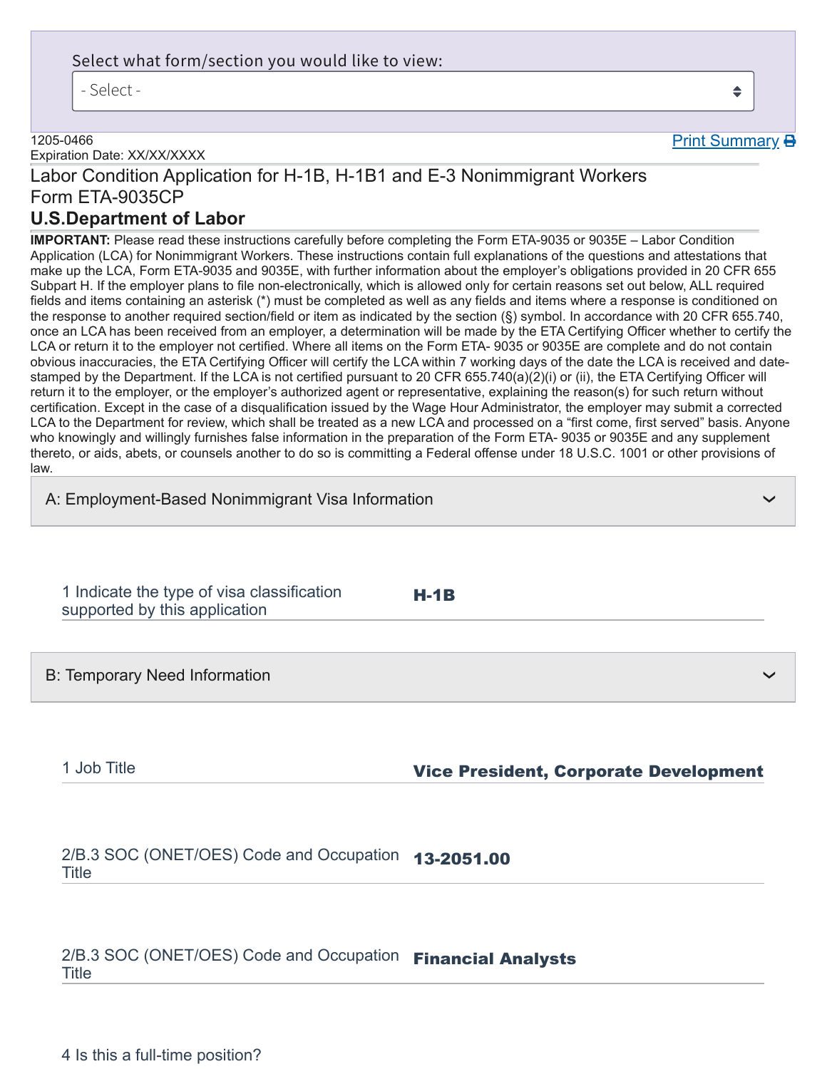Select what form/section you would like to view:

- Select -

1205-0466
Expiration Date: XX/XX/XXXX

Print Summary

# Labor Condition Application for H-1B, H-1B1 and E-3 Nonimmigrant Workers
Form ETA-9035CP

## U.S.Department of Labor

**IMPORTANT:** Please read these instructions carefully before completing the Form ETA-9035 or 9035E – Labor Condition Application (LCA) for Nonimmigrant Workers. These instructions contain full explanations of the questions and attestations that make up the LCA, Form ETA-9035 and 9035E, with further information about the employer's obligations provided in 20 CFR 655 Subpart H. If the employer plans to file non-electronically, which is allowed only for certain reasons set out below, ALL required fields and items containing an asterisk (*) must be completed as well as any fields and items where a response is conditioned on the response to another required section/field or item as indicated by the section (§) symbol. In accordance with 20 CFR 655.740, once an LCA has been received from an employer, a determination will be made by the ETA Certifying Officer whether to certify the LCA or return it to the employer not certified. Where all items on the Form ETA- 9035 or 9035E are complete and do not contain obvious inaccuracies, the ETA Certifying Officer will certify the LCA within 7 working days of the date the LCA is received and date-stamped by the Department. If the LCA is not certified pursuant to 20 CFR 655.740(a)(2)(i) or (ii), the ETA Certifying Officer will return it to the employer, or the employer's authorized agent or representative, explaining the reason(s) for such return without certification. Except in the case of a disqualification issued by the Wage Hour Administrator, the employer may submit a corrected LCA to the Department for review, which shall be treated as a new LCA and processed on a "first come, first served" basis. Anyone who knowingly and willingly furnishes false information in the preparation of the Form ETA- 9035 or 9035E and any supplement thereto, or aids, abets, or counsels another to do so is committing a Federal offense under 18 U.S.C. 1001 or other provisions of law.

### A: Employment-Based Nonimmigrant Visa Information

| | |
|---|---|
| 1 Indicate the type of visa classification supported by this application | **H-1B** |

### B: Temporary Need Information

| | |
|---|---|
| 1 Job Title | **Vice President, Corporate Development** |
| 2/B.3 SOC (ONET/OES) Code and Occupation Title | **13-2051.00** |
| 2/B.3 SOC (ONET/OES) Code and Occupation Title | **Financial Analysts** |
| 4 Is this a full-time position? | |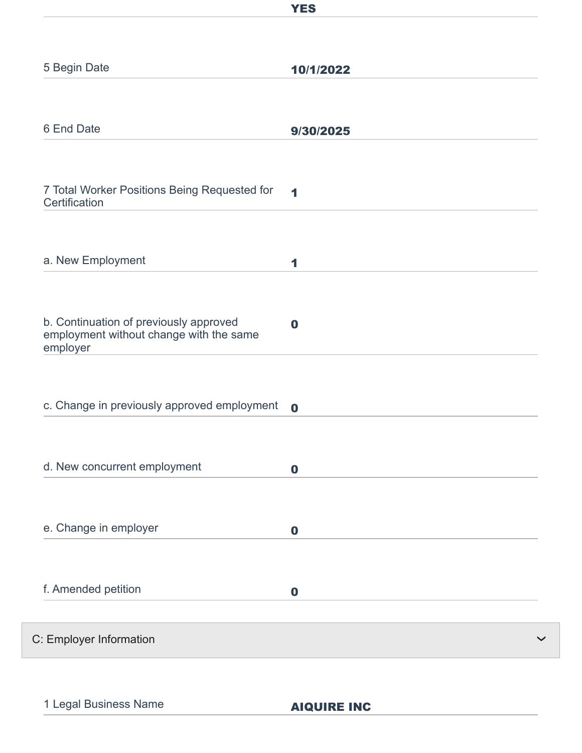| | |
|---|---|
| | **YES** |
| 5 Begin Date | **10/1/2022** |
| 6 End Date | **9/30/2025** |
| 7 Total Worker Positions Being Requested for Certification | **1** |
| a. New Employment | **1** |
| b. Continuation of previously approved employment without change with the same employer | **0** |
| c. Change in previously approved employment | **0** |
| d. New concurrent employment | **0** |
| e. Change in employer | **0** |
| f. Amended petition | **0** |

## C: Employer Information

| | |
|---|---|
| 1 Legal Business Name | **AIQUIRE INC** |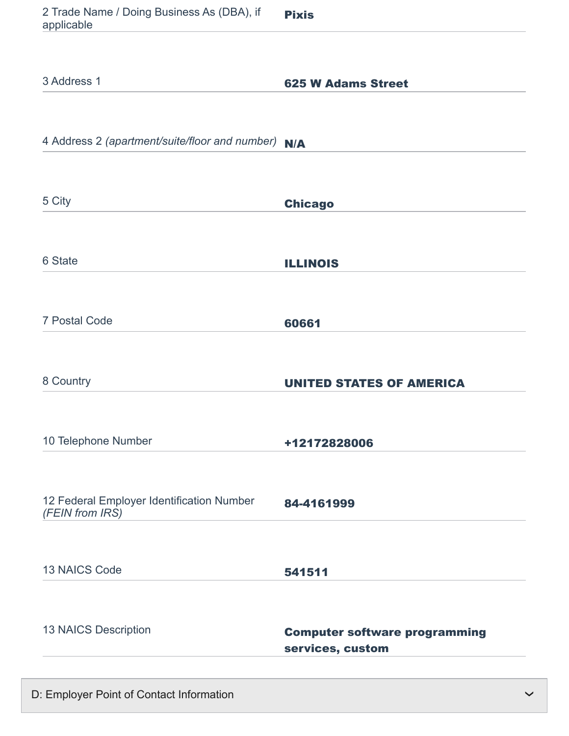| | |
|---|---|
| 2 Trade Name / Doing Business As (DBA), if applicable | **Pixis** |
| 3 Address 1 | **625 W Adams Street** |
| 4 Address 2 *(apartment/suite/floor and number)* | **N/A** |
| 5 City | **Chicago** |
| 6 State | **ILLINOIS** |
| 7 Postal Code | **60661** |
| 8 Country | **UNITED STATES OF AMERICA** |
| 10 Telephone Number | **+12172828006** |
| 12 Federal Employer Identification Number *(FEIN from IRS)* | **84-4161999** |
| 13 NAICS Code | **541511** |
| 13 NAICS Description | **Computer software programming services, custom** |

## D: Employer Point of Contact Information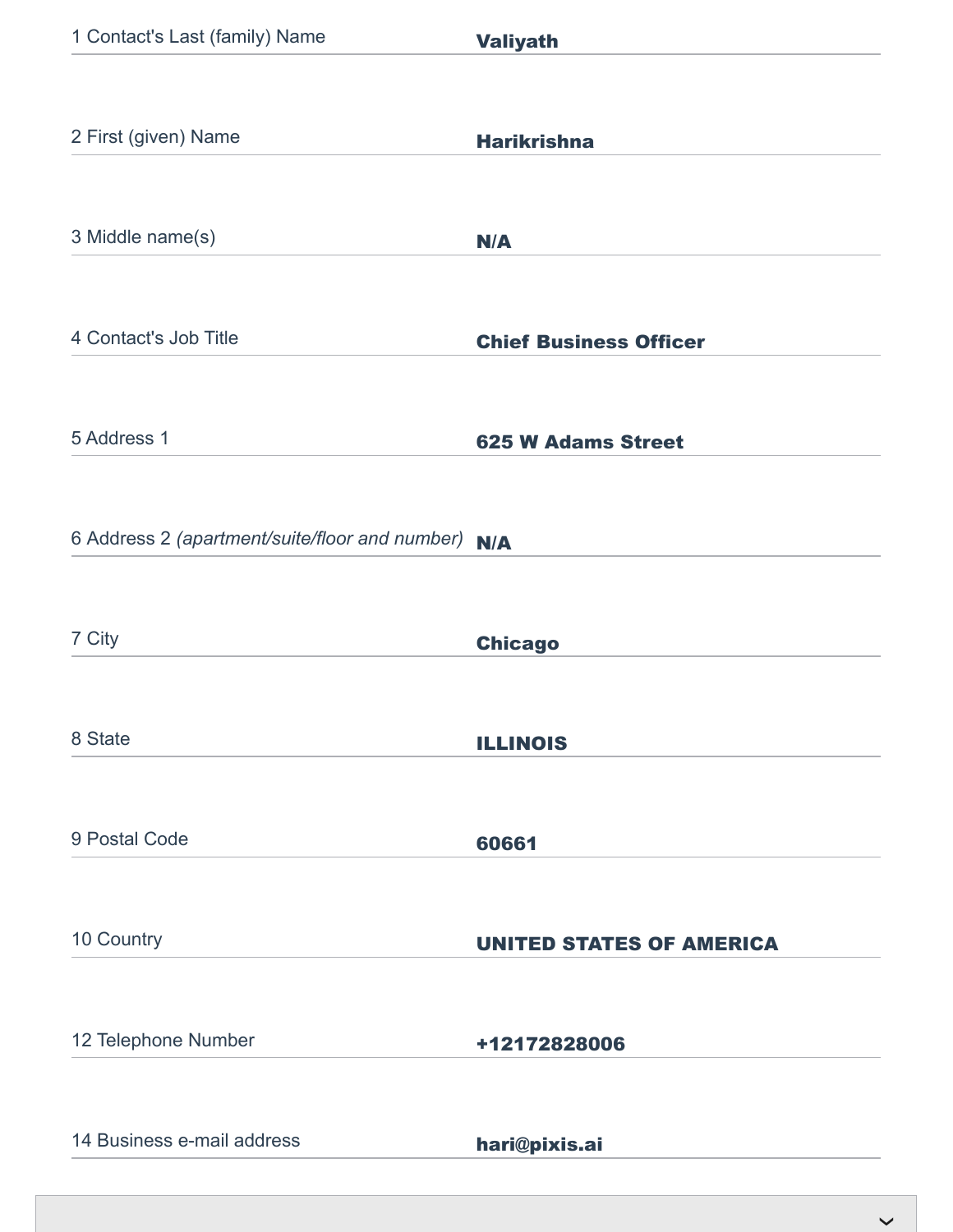| Field | Value |
| --- | --- |
| 1 Contact's Last (family) Name | **Valiyath** |
| 2 First (given) Name | **Harikrishna** |
| 3 Middle name(s) | **N/A** |
| 4 Contact's Job Title | **Chief Business Officer** |
| 5 Address 1 | **625 W Adams Street** |
| 6 Address 2 *(apartment/suite/floor and number)* | **N/A** |
| 7 City | **Chicago** |
| 8 State | **ILLINOIS** |
| 9 Postal Code | **60661** |
| 10 Country | **UNITED STATES OF AMERICA** |
| 12 Telephone Number | **+12172828006** |
| 14 Business e-mail address | **hari@pixis.ai** |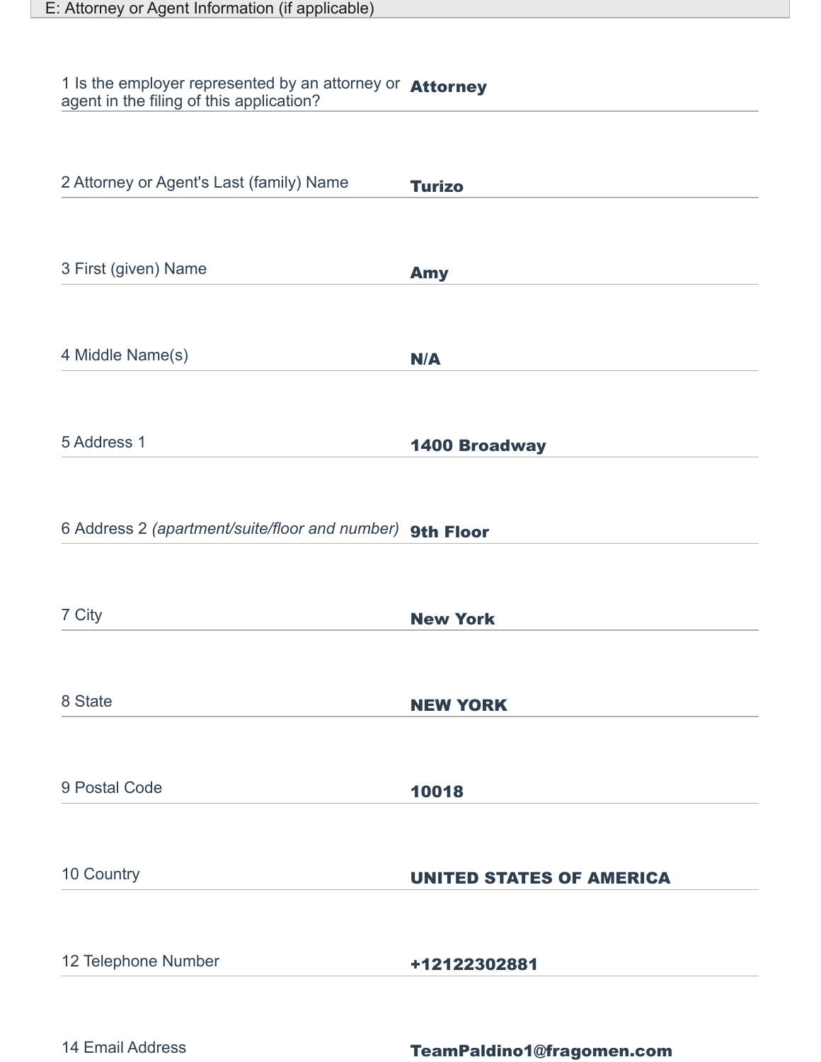## E: Attorney or Agent Information (if applicable)

| Field | Value |
|---|---|
| 1 Is the employer represented by an attorney or agent in the filing of this application? | **Attorney** |
| 2 Attorney or Agent's Last (family) Name | **Turizo** |
| 3 First (given) Name | **Amy** |
| 4 Middle Name(s) | **N/A** |
| 5 Address 1 | **1400 Broadway** |
| 6 Address 2 *(apartment/suite/floor and number)* | **9th Floor** |
| 7 City | **New York** |
| 8 State | **NEW YORK** |
| 9 Postal Code | **10018** |
| 10 Country | **UNITED STATES OF AMERICA** |
| 12 Telephone Number | **+12122302881** |
| 14 Email Address | **TeamPaldino1@fragomen.com** |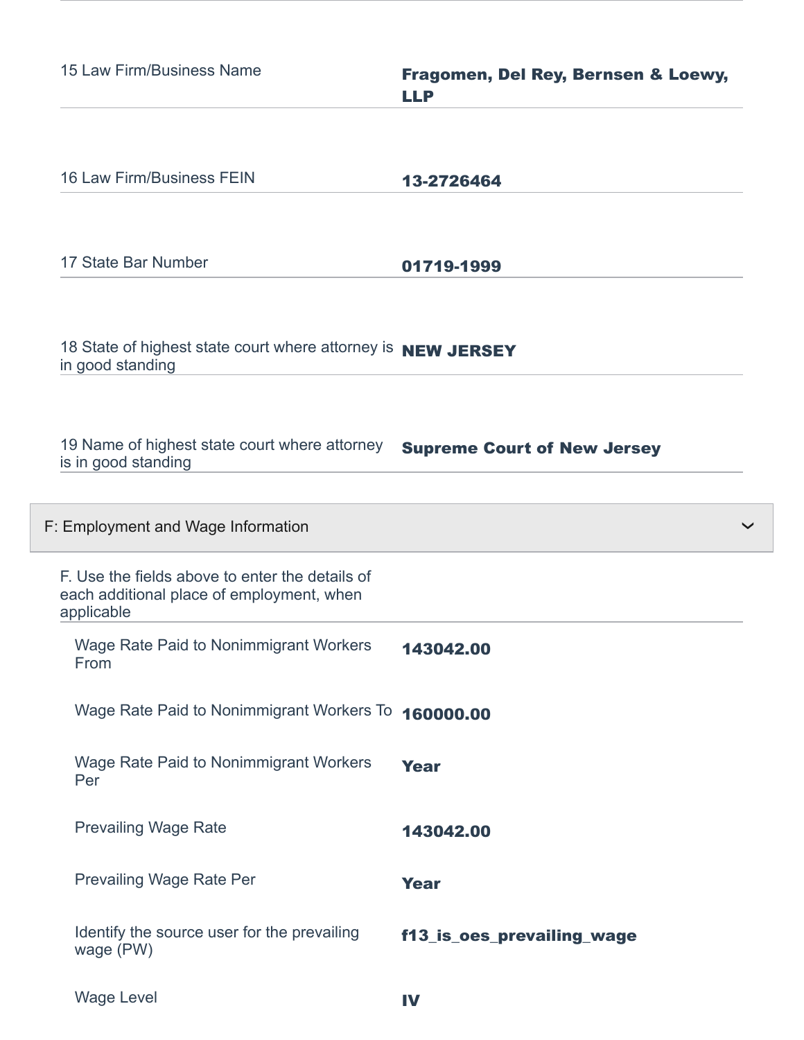| | |
|---|---|
| 15 Law Firm/Business Name | **Fragomen, Del Rey, Bernsen & Loewy, LLP** |
| 16 Law Firm/Business FEIN | **13-2726464** |
| 17 State Bar Number | **01719-1999** |
| 18 State of highest state court where attorney is in good standing | **NEW JERSEY** |
| 19 Name of highest state court where attorney is in good standing | **Supreme Court of New Jersey** |

## F: Employment and Wage Information

| | |
|---|---|
| F. Use the fields above to enter the details of each additional place of employment, when applicable | |
| Wage Rate Paid to Nonimmigrant Workers From | **143042.00** |
| Wage Rate Paid to Nonimmigrant Workers To | **160000.00** |
| Wage Rate Paid to Nonimmigrant Workers Per | **Year** |
| Prevailing Wage Rate | **143042.00** |
| Prevailing Wage Rate Per | **Year** |
| Identify the source user for the prevailing wage (PW) | **f13_is_oes_prevailing_wage** |
| Wage Level | **IV** |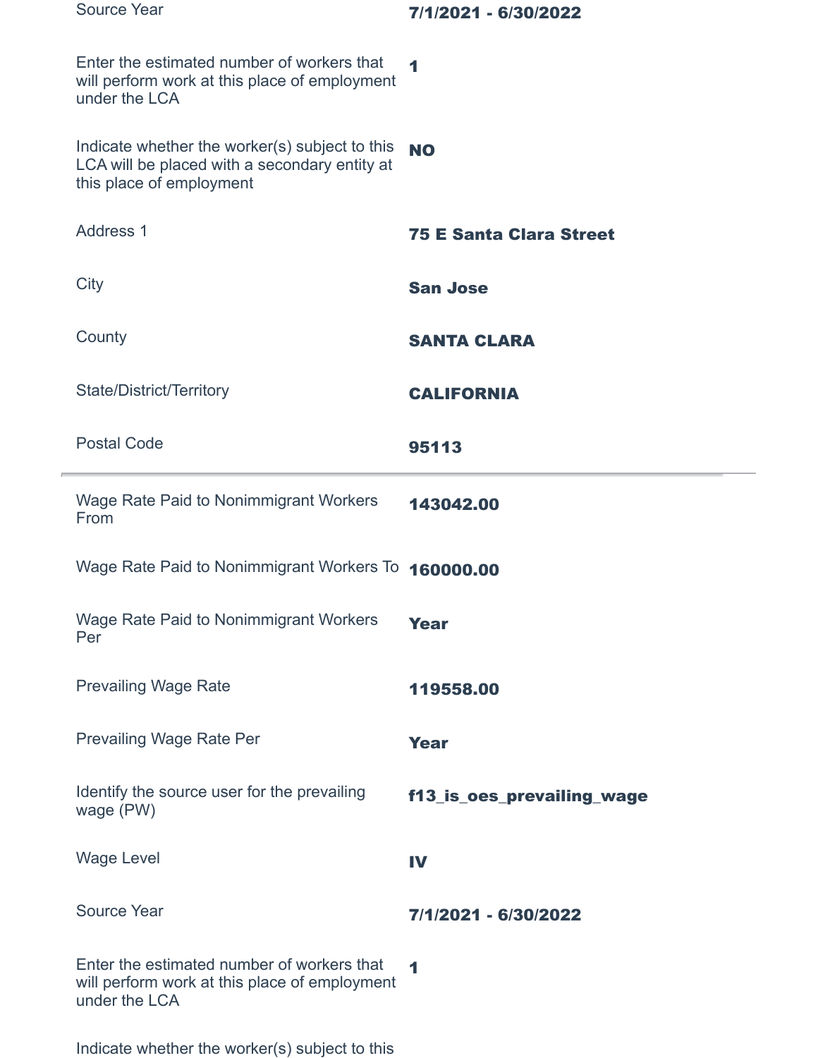| | |
|---|---|
| Source Year | **7/1/2021 - 6/30/2022** |
| Enter the estimated number of workers that will perform work at this place of employment under the LCA | **1** |
| Indicate whether the worker(s) subject to this LCA will be placed with a secondary entity at this place of employment | **NO** |
| Address 1 | **75 E Santa Clara Street** |
| City | **San Jose** |
| County | **SANTA CLARA** |
| State/District/Territory | **CALIFORNIA** |
| Postal Code | **95113** |

---

| | |
|---|---|
| Wage Rate Paid to Nonimmigrant Workers From | **143042.00** |
| Wage Rate Paid to Nonimmigrant Workers To | **160000.00** |
| Wage Rate Paid to Nonimmigrant Workers Per | **Year** |
| Prevailing Wage Rate | **119558.00** |
| Prevailing Wage Rate Per | **Year** |
| Identify the source user for the prevailing wage (PW) | **f13_is_oes_prevailing_wage** |
| Wage Level | **IV** |
| Source Year | **7/1/2021 - 6/30/2022** |
| Enter the estimated number of workers that will perform work at this place of employment under the LCA | **1** |

Indicate whether the worker(s) subject to this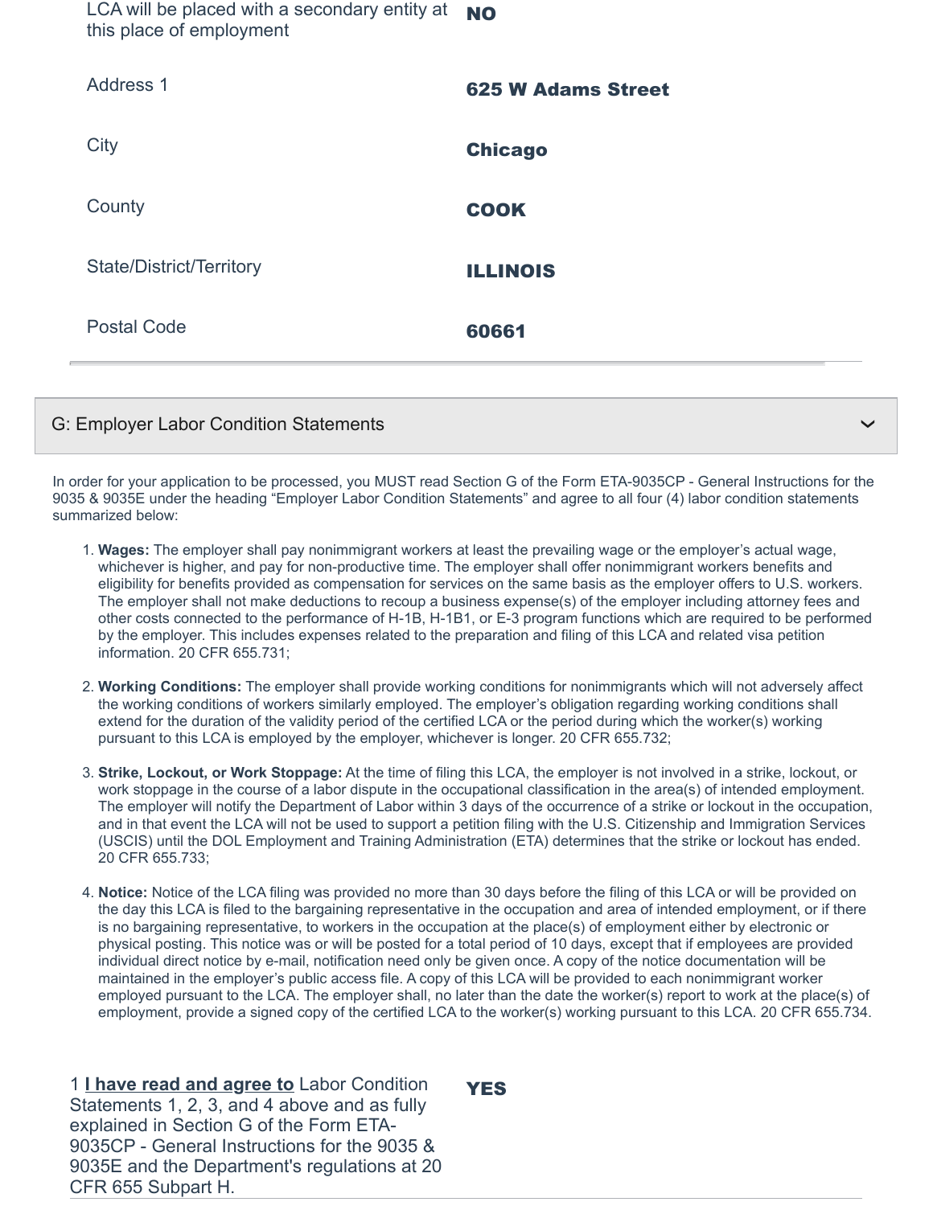| | |
|---|---|
| LCA will be placed with a secondary entity at this place of employment | **NO** |
| Address 1 | **625 W Adams Street** |
| City | **Chicago** |
| County | **COOK** |
| State/District/Territory | **ILLINOIS** |
| Postal Code | **60661** |

## G: Employer Labor Condition Statements

In order for your application to be processed, you MUST read Section G of the Form ETA-9035CP - General Instructions for the 9035 & 9035E under the heading "Employer Labor Condition Statements" and agree to all four (4) labor condition statements summarized below:

1. **Wages:** The employer shall pay nonimmigrant workers at least the prevailing wage or the employer's actual wage, whichever is higher, and pay for non-productive time. The employer shall offer nonimmigrant workers benefits and eligibility for benefits provided as compensation for services on the same basis as the employer offers to U.S. workers. The employer shall not make deductions to recoup a business expense(s) of the employer including attorney fees and other costs connected to the performance of H-1B, H-1B1, or E-3 program functions which are required to be performed by the employer. This includes expenses related to the preparation and filing of this LCA and related visa petition information. 20 CFR 655.731;

2. **Working Conditions:** The employer shall provide working conditions for nonimmigrants which will not adversely affect the working conditions of workers similarly employed. The employer's obligation regarding working conditions shall extend for the duration of the validity period of the certified LCA or the period during which the worker(s) working pursuant to this LCA is employed by the employer, whichever is longer. 20 CFR 655.732;

3. **Strike, Lockout, or Work Stoppage:** At the time of filing this LCA, the employer is not involved in a strike, lockout, or work stoppage in the course of a labor dispute in the occupational classification in the area(s) of intended employment. The employer will notify the Department of Labor within 3 days of the occurrence of a strike or lockout in the occupation, and in that event the LCA will not be used to support a petition filing with the U.S. Citizenship and Immigration Services (USCIS) until the DOL Employment and Training Administration (ETA) determines that the strike or lockout has ended. 20 CFR 655.733;

4. **Notice:** Notice of the LCA filing was provided no more than 30 days before the filing of this LCA or will be provided on the day this LCA is filed to the bargaining representative in the occupation and area of intended employment, or if there is no bargaining representative, to workers in the occupation at the place(s) of employment either by electronic or physical posting. This notice was or will be posted for a total period of 10 days, except that if employees are provided individual direct notice by e-mail, notification need only be given once. A copy of the notice documentation will be maintained in the employer's public access file. A copy of this LCA will be provided to each nonimmigrant worker employed pursuant to the LCA. The employer shall, no later than the date the worker(s) report to work at the place(s) of employment, provide a signed copy of the certified LCA to the worker(s) working pursuant to this LCA. 20 CFR 655.734.

| | |
|---|---|
| 1 **I have read and agree to** Labor Condition Statements 1, 2, 3, and 4 above and as fully explained in Section G of the Form ETA-9035CP - General Instructions for the 9035 & 9035E and the Department's regulations at 20 CFR 655 Subpart H. | **YES** |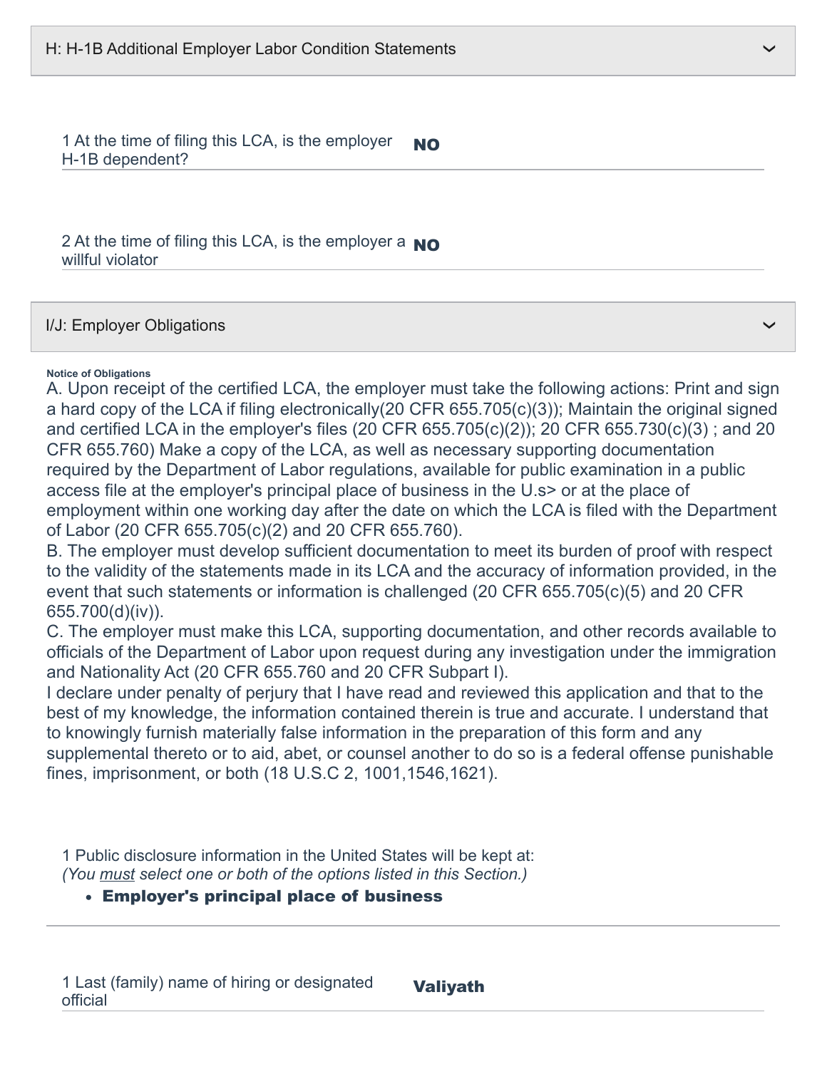## H: H-1B Additional Employer Labor Condition Statements

1 At the time of filing this LCA, is the employer H-1B dependent? **NO**

2 At the time of filing this LCA, is the employer a willful violator **NO**

## I/J: Employer Obligations

**Notice of Obligations**

A. Upon receipt of the certified LCA, the employer must take the following actions: Print and sign a hard copy of the LCA if filing electronically(20 CFR 655.705(c)(3)); Maintain the original signed and certified LCA in the employer's files (20 CFR 655.705(c)(2)); 20 CFR 655.730(c)(3) ; and 20 CFR 655.760) Make a copy of the LCA, as well as necessary supporting documentation required by the Department of Labor regulations, available for public examination in a public access file at the employer's principal place of business in the U.s> or at the place of employment within one working day after the date on which the LCA is filed with the Department of Labor (20 CFR 655.705(c)(2) and 20 CFR 655.760).

B. The employer must develop sufficient documentation to meet its burden of proof with respect to the validity of the statements made in its LCA and the accuracy of information provided, in the event that such statements or information is challenged (20 CFR 655.705(c)(5) and 20 CFR 655.700(d)(iv)).

C. The employer must make this LCA, supporting documentation, and other records available to officials of the Department of Labor upon request during any investigation under the immigration and Nationality Act (20 CFR 655.760 and 20 CFR Subpart I).

I declare under penalty of perjury that I have read and reviewed this application and that to the best of my knowledge, the information contained therein is true and accurate. I understand that to knowingly furnish materially false information in the preparation of this form and any supplemental thereto or to aid, abet, or counsel another to do so is a federal offense punishable fines, imprisonment, or both (18 U.S.C 2, 1001,1546,1621).

1 Public disclosure information in the United States will be kept at:
*(You must select one or both of the options listed in this Section.)*

- **Employer's principal place of business**

---

1 Last (family) name of hiring or designated official **Valiyath**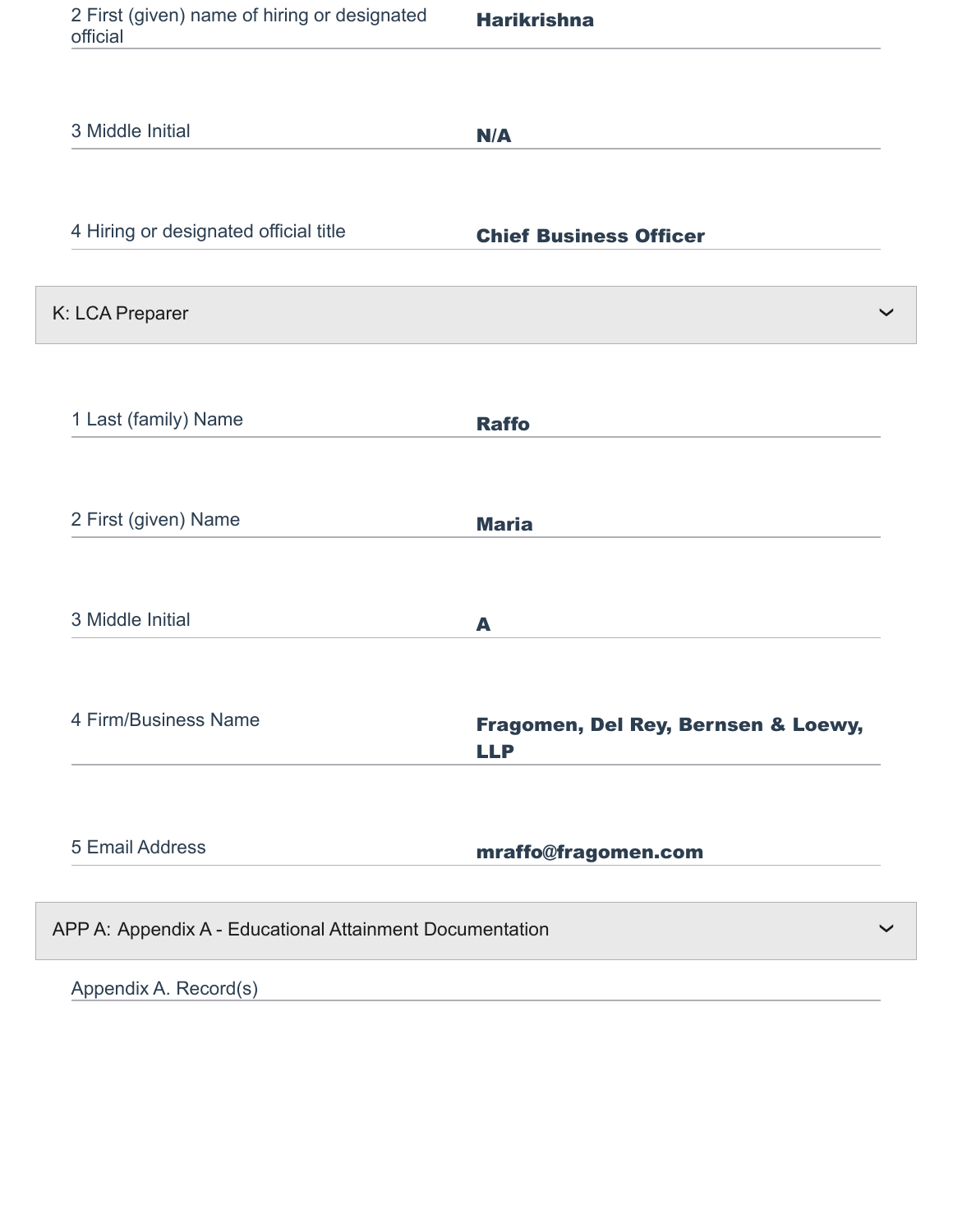| | |
|---|---|
| 2 First (given) name of hiring or designated official | **Harikrishna** |
| 3 Middle Initial | **N/A** |
| 4 Hiring or designated official title | **Chief Business Officer** |

## K: LCA Preparer

| | |
|---|---|
| 1 Last (family) Name | **Raffo** |
| 2 First (given) Name | **Maria** |
| 3 Middle Initial | **A** |
| 4 Firm/Business Name | **Fragomen, Del Rey, Bernsen & Loewy, LLP** |
| 5 Email Address | **mraffo@fragomen.com** |

## APP A: Appendix A - Educational Attainment Documentation

Appendix A. Record(s)